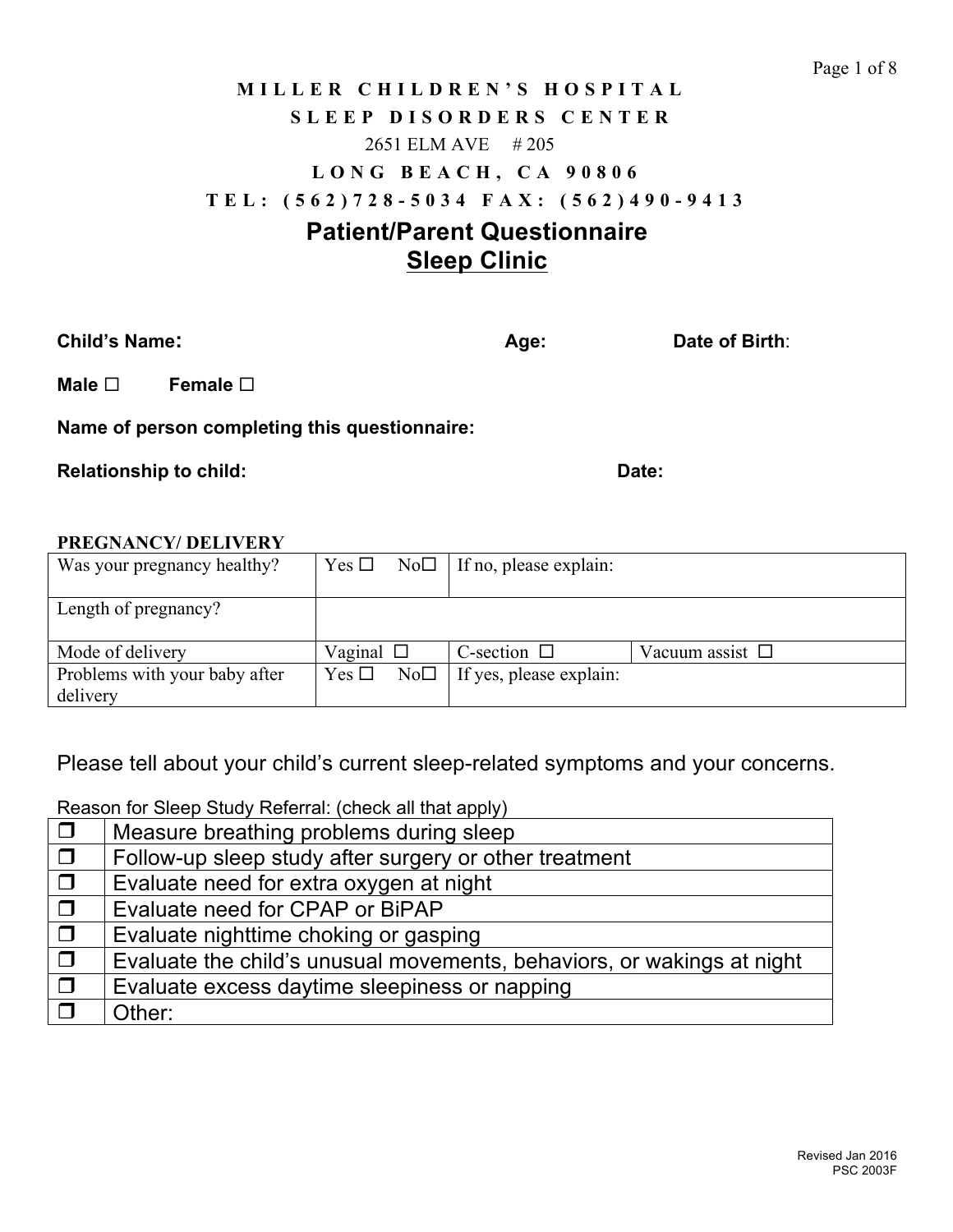**MILLER CHILDREN'S HOSPITAL**
**SLEEP DISORDERS CENTER**
2651 ELM AVE # 205
**LONG BEACH, CA 90806**
**TEL: (562)728-5034 FAX: (562)490-9413**

# Patient/Parent Questionnaire

## Sleep Clinic

**Child's Name:** **Age:** **Date of Birth**:

**Male** ☐ **Female** ☐

**Name of person completing this questionnaire:**

**Relationship to child:** **Date:**

**PREGNANCY/ DELIVERY**

| | | | |
|---|---|---|---|
| Was your pregnancy healthy? | Yes ☐ No☐ | If no, please explain: | |
| Length of pregnancy? | | | |
| Mode of delivery | Vaginal ☐ | C-section ☐ | Vacuum assist ☐ |
| Problems with your baby after delivery | Yes ☐ No☐ | If yes, please explain: | |

Please tell about your child's current sleep-related symptoms and your concerns.

Reason for Sleep Study Referral: (check all that apply)

| | |
|---|---|
| ❒ | Measure breathing problems during sleep |
| ❒ | Follow-up sleep study after surgery or other treatment |
| ❒ | Evaluate need for extra oxygen at night |
| ❒ | Evaluate need for CPAP or BiPAP |
| ❒ | Evaluate nighttime choking or gasping |
| ❒ | Evaluate the child's unusual movements, behaviors, or wakings at night |
| ❒ | Evaluate excess daytime sleepiness or napping |
| ❒ | Other: |

Revised Jan 2016
PSC 2003F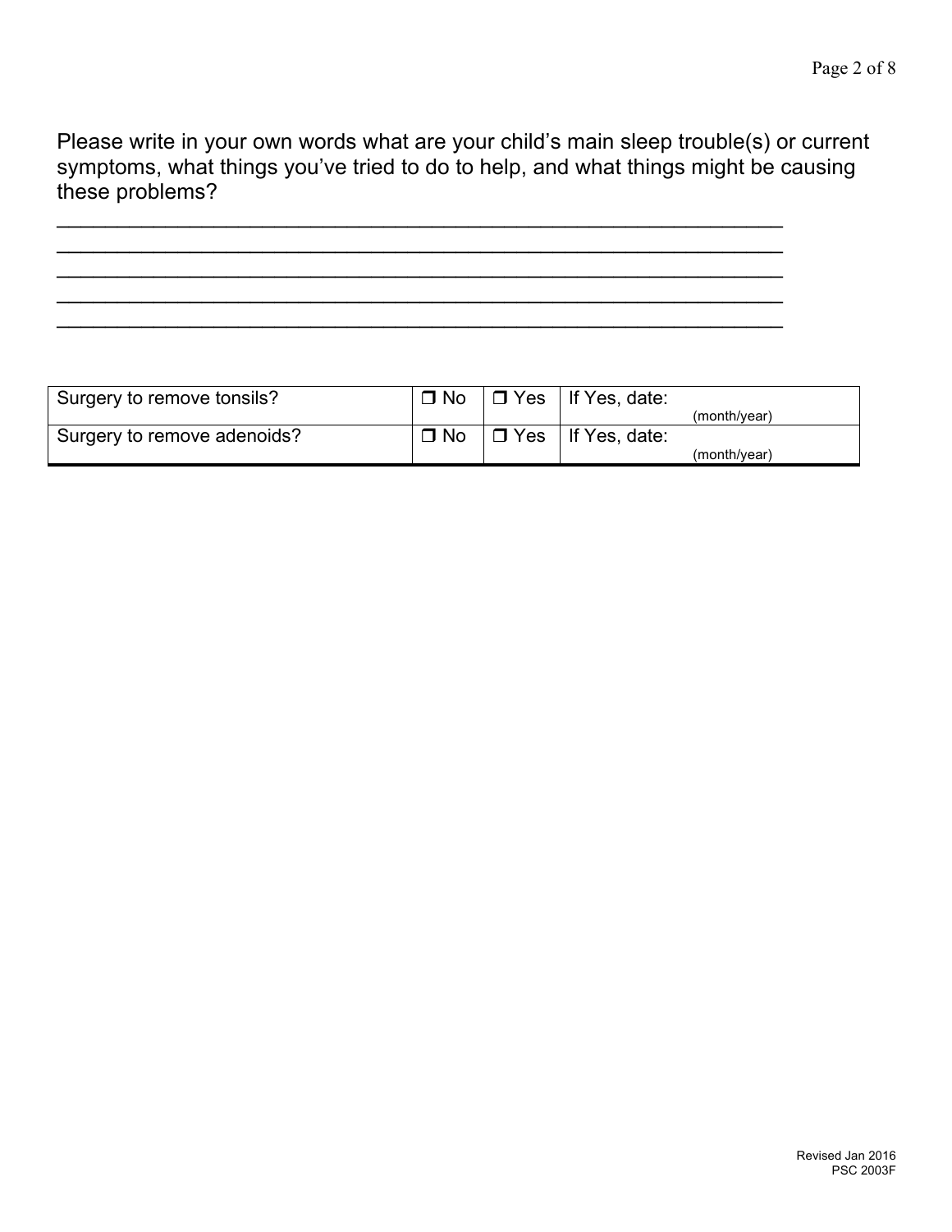Please write in your own words what are your child's main sleep trouble(s) or current symptoms, what things you've tried to do to help, and what things might be causing these problems?

_______________________________________________________________

_______________________________________________________________

_______________________________________________________________

_______________________________________________________________

_______________________________________________________________

| Surgery to remove tonsils? | ❒ No | ❒ Yes | If Yes, date: (month/year) |
|---|---|---|---|
| Surgery to remove adenoids? | ❒ No | ❒ Yes | If Yes, date: (month/year) |

Revised Jan 2016
PSC 2003F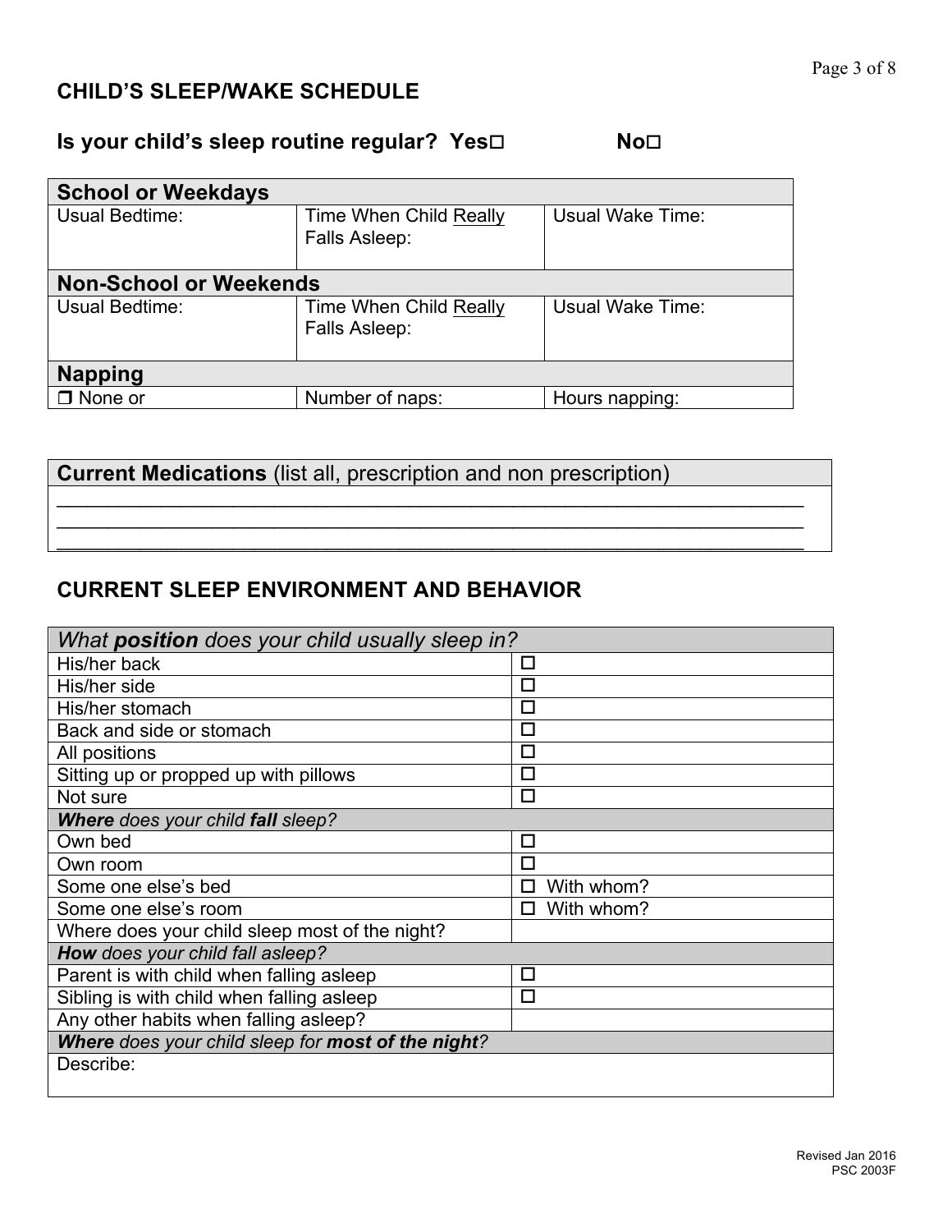## CHILD'S SLEEP/WAKE SCHEDULE

**Is your child's sleep routine regular? Yes☐ No☐**

| **School or Weekdays** | | |
|---|---|---|
| Usual Bedtime: | Time When Child <u>Really</u> Falls Asleep: | Usual Wake Time: |
| **Non-School or Weekends** | | |
| Usual Bedtime: | Time When Child <u>Really</u> Falls Asleep: | Usual Wake Time: |
| **Napping** | | |
| ❒ None or | Number of naps: | Hours napping: |

| **Current Medications** (list all, prescription and non prescription) |
|---|
| ________________________________________________________________ |
| ________________________________________________________________ |
| ________________________________________________________________ |

## CURRENT SLEEP ENVIRONMENT AND BEHAVIOR

| *What **position** does your child usually sleep in?* | |
|---|---|
| His/her back | ☐ |
| His/her side | ☐ |
| His/her stomach | ☐ |
| Back and side or stomach | ☐ |
| All positions | ☐ |
| Sitting up or propped up with pillows | ☐ |
| Not sure | ☐ |
| ***Where** does your child **fall** sleep?* | |
| Own bed | ☐ |
| Own room | ☐ |
| Some one else's bed | ☐ With whom? |
| Some one else's room | ☐ With whom? |
| Where does your child sleep most of the night? | |
| ***How** does your child fall asleep?* | |
| Parent is with child when falling asleep | ☐ |
| Sibling is with child when falling asleep | ☐ |
| Any other habits when falling asleep? | |
| ***Where** does your child sleep for **most of the night**?* | |
| Describe: | |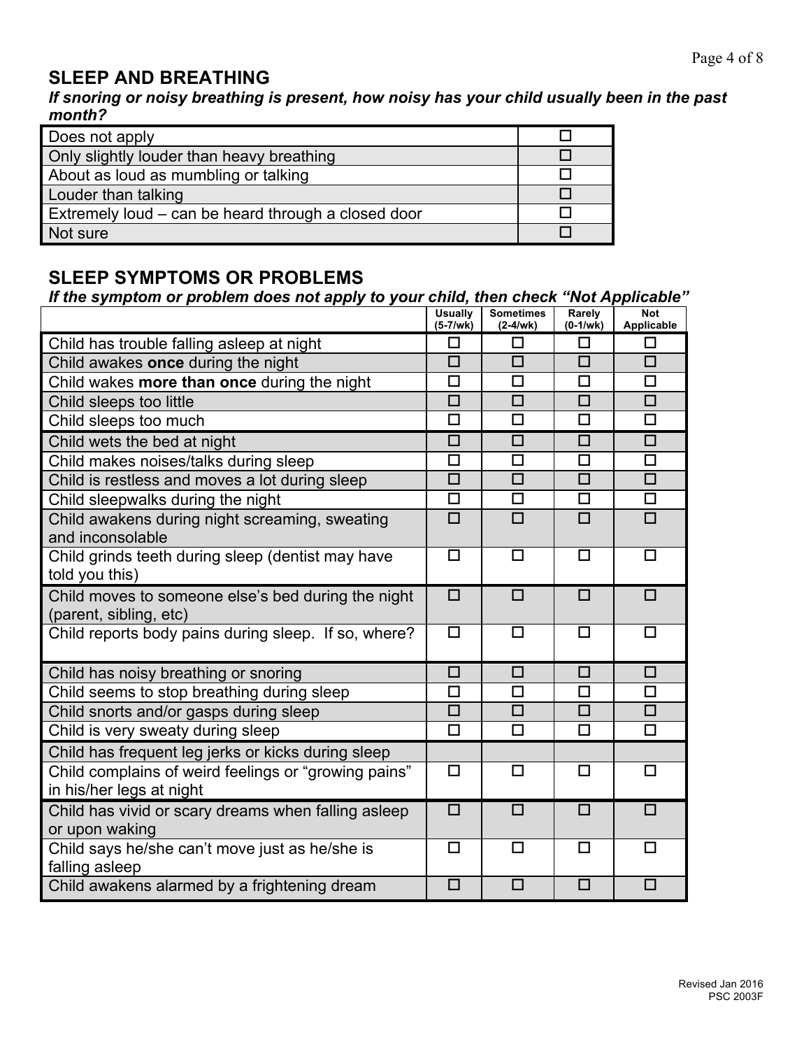## SLEEP AND BREATHING

***If snoring or noisy breathing is present, how noisy has your child usually been in the past month?***

| | |
|---|---|
| Does not apply | ☐ |
| Only slightly louder than heavy breathing | ☐ |
| About as loud as mumbling or talking | ☐ |
| Louder than talking | ☐ |
| Extremely loud – can be heard through a closed door | ☐ |
| Not sure | ☐ |

## SLEEP SYMPTOMS OR PROBLEMS

***If the symptom or problem does not apply to your child, then check "Not Applicable"***

| | Usually (5-7/wk) | Sometimes (2-4/wk) | Rarely (0-1/wk) | Not Applicable |
|---|---|---|---|---|
| Child has trouble falling asleep at night | ☐ | ☐ | ☐ | ☐ |
| Child awakes **once** during the night | ☐ | ☐ | ☐ | ☐ |
| Child wakes **more than once** during the night | ☐ | ☐ | ☐ | ☐ |
| Child sleeps too little | ☐ | ☐ | ☐ | ☐ |
| Child sleeps too much | ☐ | ☐ | ☐ | ☐ |
| Child wets the bed at night | ☐ | ☐ | ☐ | ☐ |
| Child makes noises/talks during sleep | ☐ | ☐ | ☐ | ☐ |
| Child is restless and moves a lot during sleep | ☐ | ☐ | ☐ | ☐ |
| Child sleepwalks during the night | ☐ | ☐ | ☐ | ☐ |
| Child awakens during night screaming, sweating and inconsolable | ☐ | ☐ | ☐ | ☐ |
| Child grinds teeth during sleep (dentist may have told you this) | ☐ | ☐ | ☐ | ☐ |
| Child moves to someone else's bed during the night (parent, sibling, etc) | ☐ | ☐ | ☐ | ☐ |
| Child reports body pains during sleep. If so, where? | ☐ | ☐ | ☐ | ☐ |
| Child has noisy breathing or snoring | ☐ | ☐ | ☐ | ☐ |
| Child seems to stop breathing during sleep | ☐ | ☐ | ☐ | ☐ |
| Child snorts and/or gasps during sleep | ☐ | ☐ | ☐ | ☐ |
| Child is very sweaty during sleep | ☐ | ☐ | ☐ | ☐ |
| Child has frequent leg jerks or kicks during sleep | | | | |
| Child complains of weird feelings or "growing pains" in his/her legs at night | ☐ | ☐ | ☐ | ☐ |
| Child has vivid or scary dreams when falling asleep or upon waking | ☐ | ☐ | ☐ | ☐ |
| Child says he/she can't move just as he/she is falling asleep | ☐ | ☐ | ☐ | ☐ |
| Child awakens alarmed by a frightening dream | ☐ | ☐ | ☐ | ☐ |

Revised Jan 2016
PSC 2003F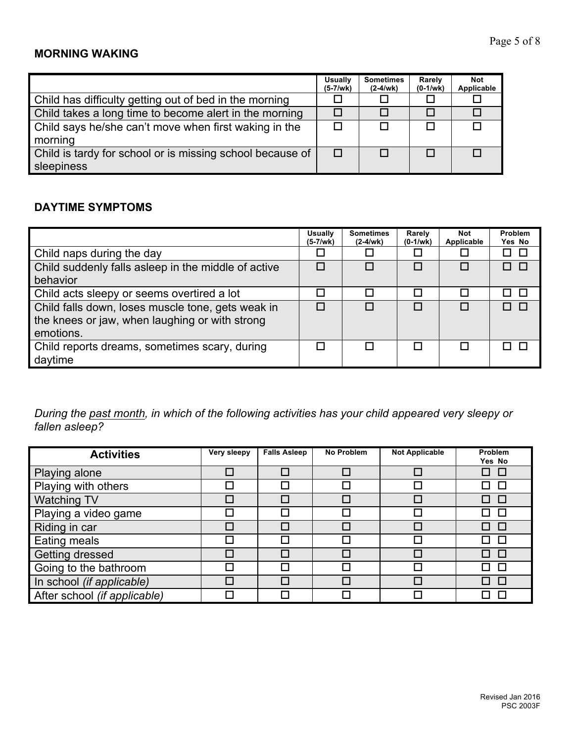## MORNING WAKING

| | Usually (5-7/wk) | Sometimes (2-4/wk) | Rarely (0-1/wk) | Not Applicable |
|---|---|---|---|---|
| Child has difficulty getting out of bed in the morning | ☐ | ☐ | ☐ | ☐ |
| Child takes a long time to become alert in the morning | ☐ | ☐ | ☐ | ☐ |
| Child says he/she can't move when first waking in the morning | ☐ | ☐ | ☐ | ☐ |
| Child is tardy for school or is missing school because of sleepiness | ☐ | ☐ | ☐ | ☐ |

## DAYTIME SYMPTOMS

| | Usually (5-7/wk) | Sometimes (2-4/wk) | Rarely (0-1/wk) | Not Applicable | Problem Yes No |
|---|---|---|---|---|---|
| Child naps during the day | ☐ | ☐ | ☐ | ☐ | ☐ ☐ |
| Child suddenly falls asleep in the middle of active behavior | ☐ | ☐ | ☐ | ☐ | ☐ ☐ |
| Child acts sleepy or seems overtired a lot | ☐ | ☐ | ☐ | ☐ | ☐ ☐ |
| Child falls down, loses muscle tone, gets weak in the knees or jaw, when laughing or with strong emotions. | ☐ | ☐ | ☐ | ☐ | ☐ ☐ |
| Child reports dreams, sometimes scary, during daytime | ☐ | ☐ | ☐ | ☐ | ☐ ☐ |

*During the past month, in which of the following activities has your child appeared very sleepy or fallen asleep?*

| Activities | Very sleepy | Falls Asleep | No Problem | Not Applicable | Problem Yes No |
|---|---|---|---|---|---|
| Playing alone | ☐ | ☐ | ☐ | ☐ | ☐ ☐ |
| Playing with others | ☐ | ☐ | ☐ | ☐ | ☐ ☐ |
| Watching TV | ☐ | ☐ | ☐ | ☐ | ☐ ☐ |
| Playing a video game | ☐ | ☐ | ☐ | ☐ | ☐ ☐ |
| Riding in car | ☐ | ☐ | ☐ | ☐ | ☐ ☐ |
| Eating meals | ☐ | ☐ | ☐ | ☐ | ☐ ☐ |
| Getting dressed | ☐ | ☐ | ☐ | ☐ | ☐ ☐ |
| Going to the bathroom | ☐ | ☐ | ☐ | ☐ | ☐ ☐ |
| In school *(if applicable)* | ☐ | ☐ | ☐ | ☐ | ☐ ☐ |
| After school *(if applicable)* | ☐ | ☐ | ☐ | ☐ | ☐ ☐ |

Revised Jan 2016
PSC 2003F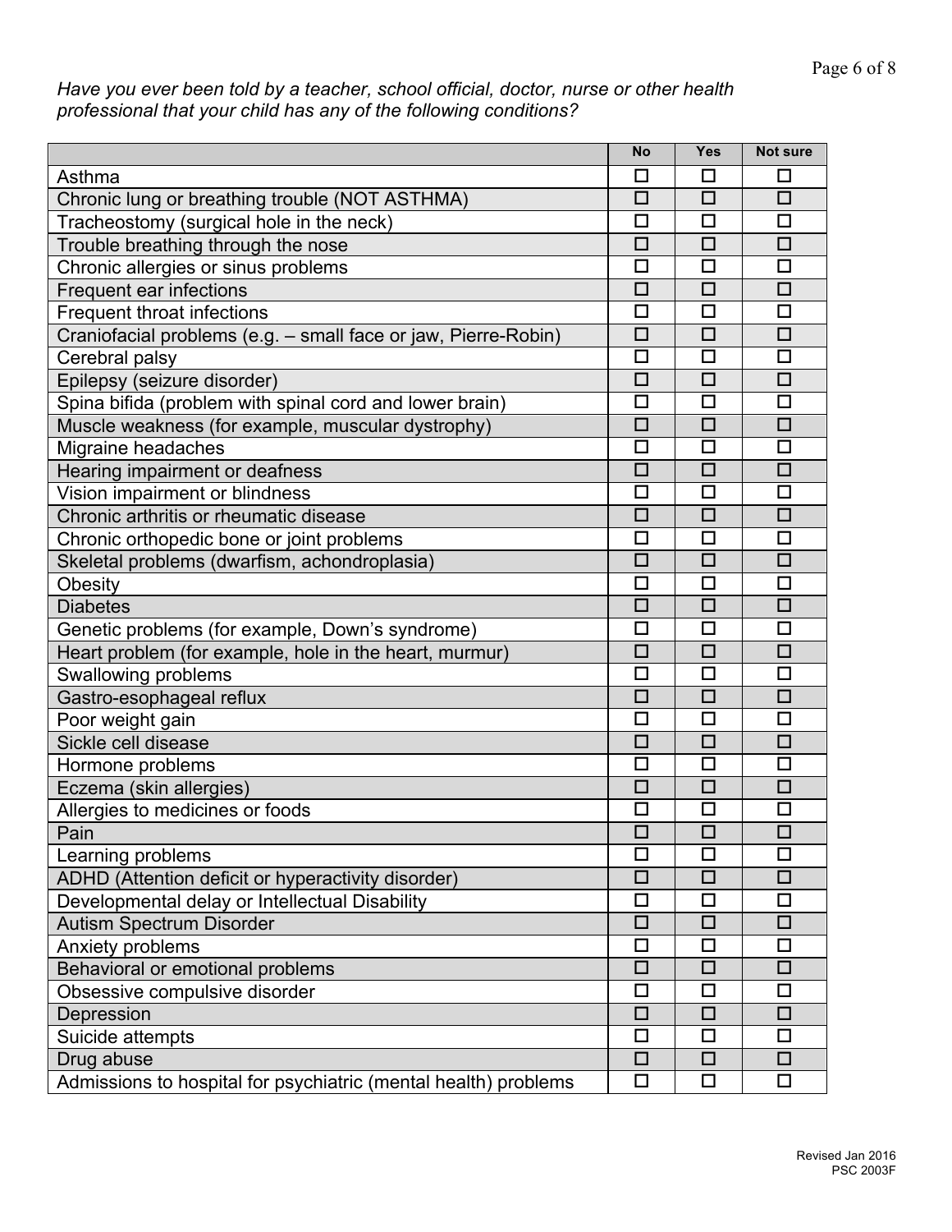*Have you ever been told by a teacher, school official, doctor, nurse or other health professional that your child has any of the following conditions?*

| | No | Yes | Not sure |
|---|---|---|---|
| Asthma | ☐ | ☐ | ☐ |
| Chronic lung or breathing trouble (NOT ASTHMA) | ☐ | ☐ | ☐ |
| Tracheostomy (surgical hole in the neck) | ☐ | ☐ | ☐ |
| Trouble breathing through the nose | ☐ | ☐ | ☐ |
| Chronic allergies or sinus problems | ☐ | ☐ | ☐ |
| Frequent ear infections | ☐ | ☐ | ☐ |
| Frequent throat infections | ☐ | ☐ | ☐ |
| Craniofacial problems (e.g. – small face or jaw, Pierre-Robin) | ☐ | ☐ | ☐ |
| Cerebral palsy | ☐ | ☐ | ☐ |
| Epilepsy (seizure disorder) | ☐ | ☐ | ☐ |
| Spina bifida (problem with spinal cord and lower brain) | ☐ | ☐ | ☐ |
| Muscle weakness (for example, muscular dystrophy) | ☐ | ☐ | ☐ |
| Migraine headaches | ☐ | ☐ | ☐ |
| Hearing impairment or deafness | ☐ | ☐ | ☐ |
| Vision impairment or blindness | ☐ | ☐ | ☐ |
| Chronic arthritis or rheumatic disease | ☐ | ☐ | ☐ |
| Chronic orthopedic bone or joint problems | ☐ | ☐ | ☐ |
| Skeletal problems (dwarfism, achondroplasia) | ☐ | ☐ | ☐ |
| Obesity | ☐ | ☐ | ☐ |
| Diabetes | ☐ | ☐ | ☐ |
| Genetic problems (for example, Down's syndrome) | ☐ | ☐ | ☐ |
| Heart problem (for example, hole in the heart, murmur) | ☐ | ☐ | ☐ |
| Swallowing problems | ☐ | ☐ | ☐ |
| Gastro-esophageal reflux | ☐ | ☐ | ☐ |
| Poor weight gain | ☐ | ☐ | ☐ |
| Sickle cell disease | ☐ | ☐ | ☐ |
| Hormone problems | ☐ | ☐ | ☐ |
| Eczema (skin allergies) | ☐ | ☐ | ☐ |
| Allergies to medicines or foods | ☐ | ☐ | ☐ |
| Pain | ☐ | ☐ | ☐ |
| Learning problems | ☐ | ☐ | ☐ |
| ADHD (Attention deficit or hyperactivity disorder) | ☐ | ☐ | ☐ |
| Developmental delay or Intellectual Disability | ☐ | ☐ | ☐ |
| Autism Spectrum Disorder | ☐ | ☐ | ☐ |
| Anxiety problems | ☐ | ☐ | ☐ |
| Behavioral or emotional problems | ☐ | ☐ | ☐ |
| Obsessive compulsive disorder | ☐ | ☐ | ☐ |
| Depression | ☐ | ☐ | ☐ |
| Suicide attempts | ☐ | ☐ | ☐ |
| Drug abuse | ☐ | ☐ | ☐ |
| Admissions to hospital for psychiatric (mental health) problems | ☐ | ☐ | ☐ |

Revised Jan 2016
PSC 2003F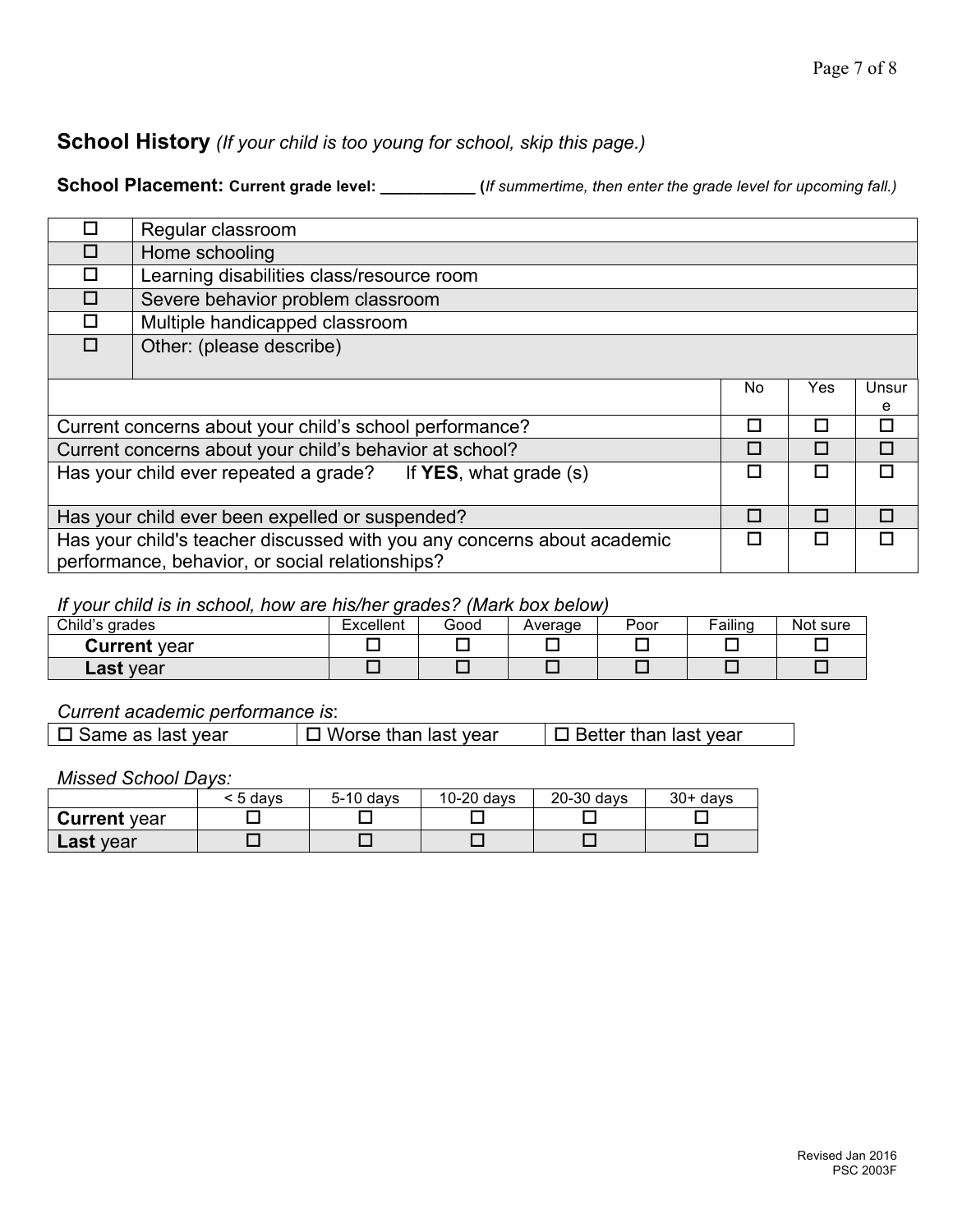## School History *(If your child is too young for school, skip this page.)*

**School Placement: Current grade level: __________ (***If summertime, then enter the grade level for upcoming fall.)*

| | |
|---|---|
| ☐ | Regular classroom |
| ☐ | Home schooling |
| ☐ | Learning disabilities class/resource room |
| ☐ | Severe behavior problem classroom |
| ☐ | Multiple handicapped classroom |
| ☐ | Other: (please describe) |

| | No | Yes | Unsure |
|---|---|---|---|
| Current concerns about your child's school performance? | ☐ | ☐ | ☐ |
| Current concerns about your child's behavior at school? | ☐ | ☐ | ☐ |
| Has your child ever repeated a grade? If **YES**, what grade (s) | ☐ | ☐ | ☐ |
| Has your child ever been expelled or suspended? | ☐ | ☐ | ☐ |
| Has your child's teacher discussed with you any concerns about academic performance, behavior, or social relationships? | ☐ | ☐ | ☐ |

*If your child is in school, how are his/her grades? (Mark box below)*

| Child's grades | Excellent | Good | Average | Poor | Failing | Not sure |
|---|---|---|---|---|---|---|
| **Current** year | ☐ | ☐ | ☐ | ☐ | ☐ | ☐ |
| **Last** year | ☐ | ☐ | ☐ | ☐ | ☐ | ☐ |

*Current academic performance is*:

| | | |
|---|---|---|
| ☐ Same as last year | ☐ Worse than last year | ☐ Better than last year |

*Missed School Days:*

| | < 5 days | 5-10 days | 10-20 days | 20-30 days | 30+ days |
|---|---|---|---|---|---|
| **Current** year | ☐ | ☐ | ☐ | ☐ | ☐ |
| **Last** year | ☐ | ☐ | ☐ | ☐ | ☐ |

Revised Jan 2016
PSC 2003F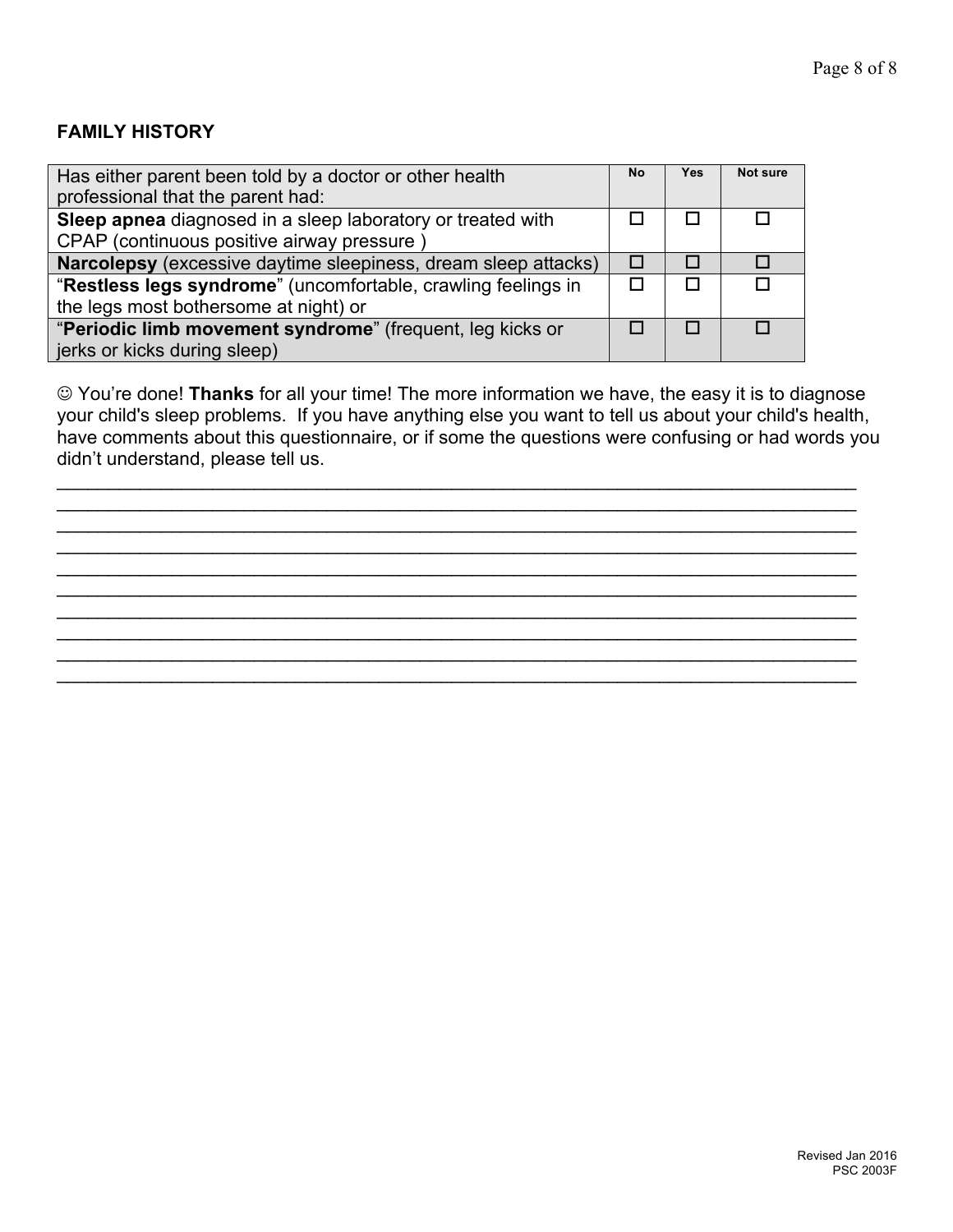## FAMILY HISTORY

| Has either parent been told by a doctor or other health professional that the parent had: | No | Yes | Not sure |
|---|---|---|---|
| **Sleep apnea** diagnosed in a sleep laboratory or treated with CPAP (continuous positive airway pressure ) | ☐ | ☐ | ☐ |
| **Narcolepsy** (excessive daytime sleepiness, dream sleep attacks) | ☐ | ☐ | ☐ |
| "**Restless legs syndrome**" (uncomfortable, crawling feelings in the legs most bothersome at night) or | ☐ | ☐ | ☐ |
| "**Periodic limb movement syndrome**" (frequent, leg kicks or jerks or kicks during sleep) | ☐ | ☐ | ☐ |

☺ You're done! **Thanks** for all your time! The more information we have, the easy it is to diagnose your child's sleep problems. If you have anything else you want to tell us about your child's health, have comments about this questionnaire, or if some the questions were confusing or had words you didn't understand, please tell us.

______________________________________________________________________________
______________________________________________________________________________
______________________________________________________________________________
______________________________________________________________________________
______________________________________________________________________________
______________________________________________________________________________
______________________________________________________________________________
______________________________________________________________________________
______________________________________________________________________________
______________________________________________________________________________

Revised Jan 2016
PSC 2003F